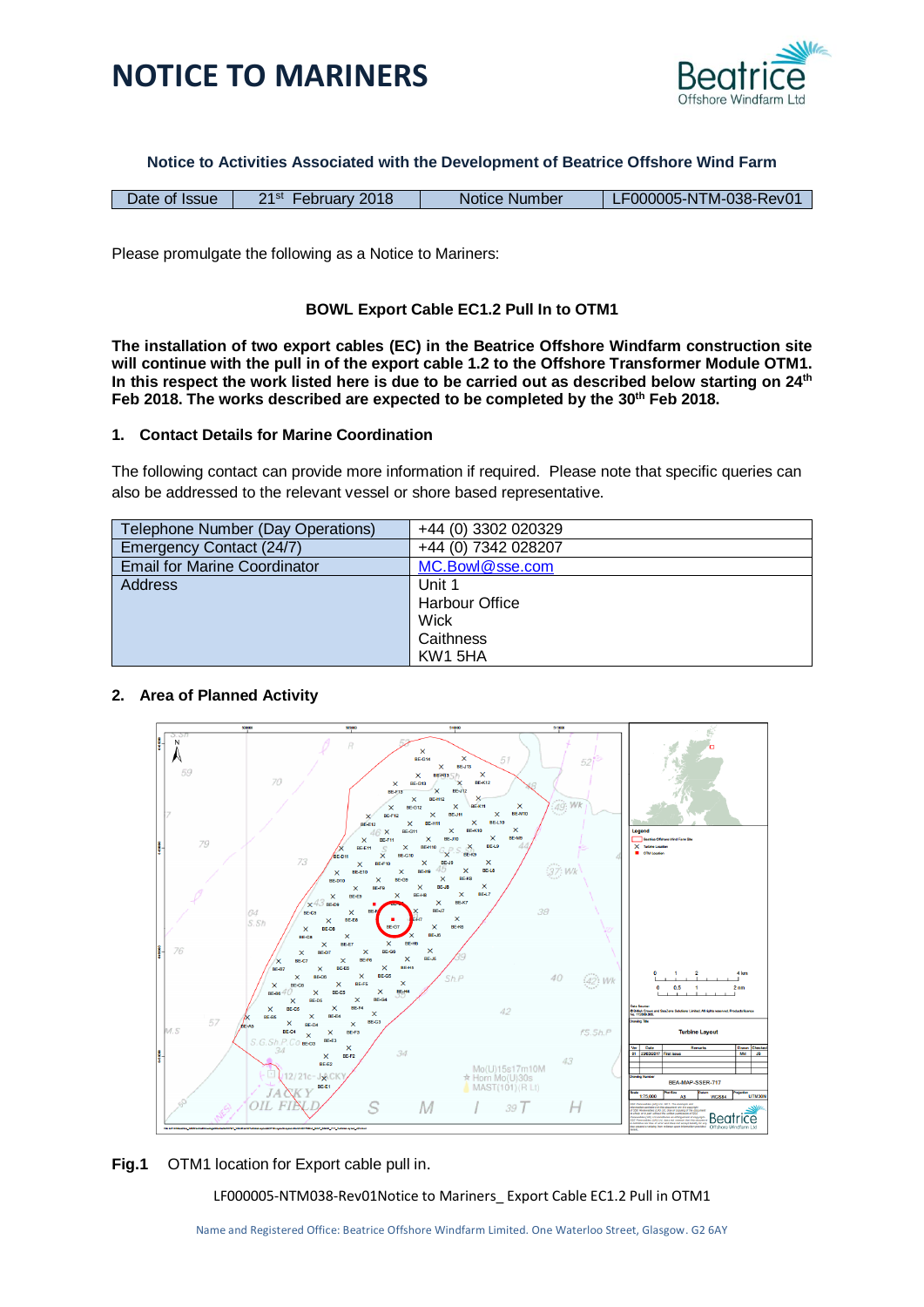# NOTICE TO MARINERS

**Notice to Activities Associated with the Development of Beatrice Offshore Wind Farm**

| Date of Issue | 21st February 2018 | Notice Number | LF000005-NTM-038-Rev01 |
|---|---|---|---|

Please promulgate the following as a Notice to Mariners:

**BOWL Export Cable EC1.2 Pull In to OTM1**

**The installation of two export cables (EC) in the Beatrice Offshore Windfarm construction site will continue with the pull in of the export cable 1.2 to the Offshore Transformer Module OTM1. In this respect the work listed here is due to be carried out as described below starting on 24th Feb 2018. The works described are expected to be completed by the 30th Feb 2018.**

## 1. Contact Details for Marine Coordination

The following contact can provide more information if required. Please note that specific queries can also be addressed to the relevant vessel or shore based representative.

| Telephone Number (Day Operations) | +44 (0) 3302 020329 |
|---|---|
| Emergency Contact (24/7) | +44 (0) 7342 028207 |
| Email for Marine Coordinator | MC.Bowl@sse.com |
| Address | Unit 1<br>Harbour Office<br>Wick<br>Caithness<br>KW1 5HA |

## 2. Area of Planned Activity

**Fig.1** OTM1 location for Export cable pull in.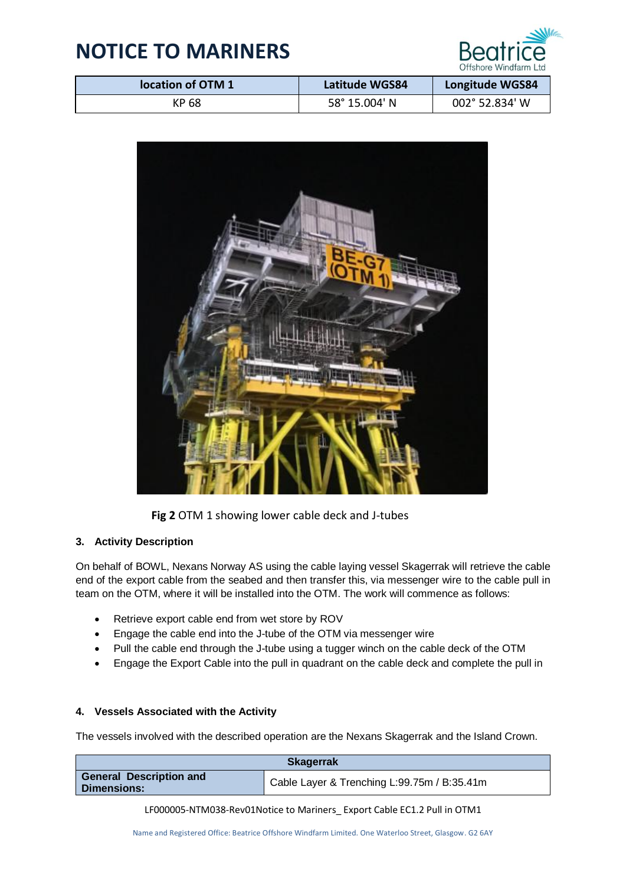# NOTICE TO MARINERS

| location of OTM 1 | Latitude WGS84 | Longitude WGS84 |
|---|---|---|
| KP 68 | 58° 15.004' N | 002° 52.834' W |

**Fig 2** OTM 1 showing lower cable deck and J-tubes

### 3. Activity Description

On behalf of BOWL, Nexans Norway AS using the cable laying vessel Skagerrak will retrieve the cable end of the export cable from the seabed and then transfer this, via messenger wire to the cable pull in team on the OTM, where it will be installed into the OTM. The work will commence as follows:

- Retrieve export cable end from wet store by ROV
- Engage the cable end into the J-tube of the OTM via messenger wire
- Pull the cable end through the J-tube using a tugger winch on the cable deck of the OTM
- Engage the Export Cable into the pull in quadrant on the cable deck and complete the pull in

### 4. Vessels Associated with the Activity

The vessels involved with the described operation are the Nexans Skagerrak and the Island Crown.

| Skagerrak | |
|---|---|
| **General Description and Dimensions:** | Cable Layer & Trenching L:99.75m / B:35.41m |

LF000005-NTM038-Rev01Notice to Mariners_ Export Cable EC1.2 Pull in OTM1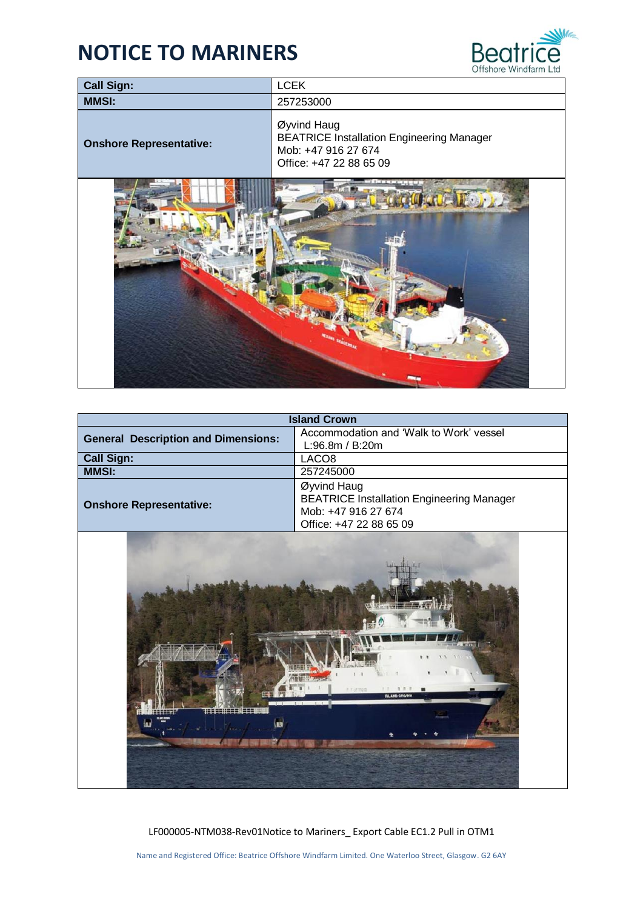# NOTICE TO MARINERS

| Call Sign: | LCEK |
| --- | --- |
| MMSI: | 257253000 |
| Onshore Representative: | Øyvind Haug<br>BEATRICE Installation Engineering Manager<br>Mob: +47 916 27 674<br>Office: +47 22 88 65 09 |

| Island Crown | |
| --- | --- |
| General Description and Dimensions: | Accommodation and 'Walk to Work' vessel<br>L:96.8m / B:20m |
| Call Sign: | LACO8 |
| MMSI: | 257245000 |
| Onshore Representative: | Øyvind Haug<br>BEATRICE Installation Engineering Manager<br>Mob: +47 916 27 674<br>Office: +47 22 88 65 09 |

LF000005-NTM038-Rev01Notice to Mariners_ Export Cable EC1.2 Pull in OTM1

Name and Registered Office: Beatrice Offshore Windfarm Limited. One Waterloo Street, Glasgow. G2 6AY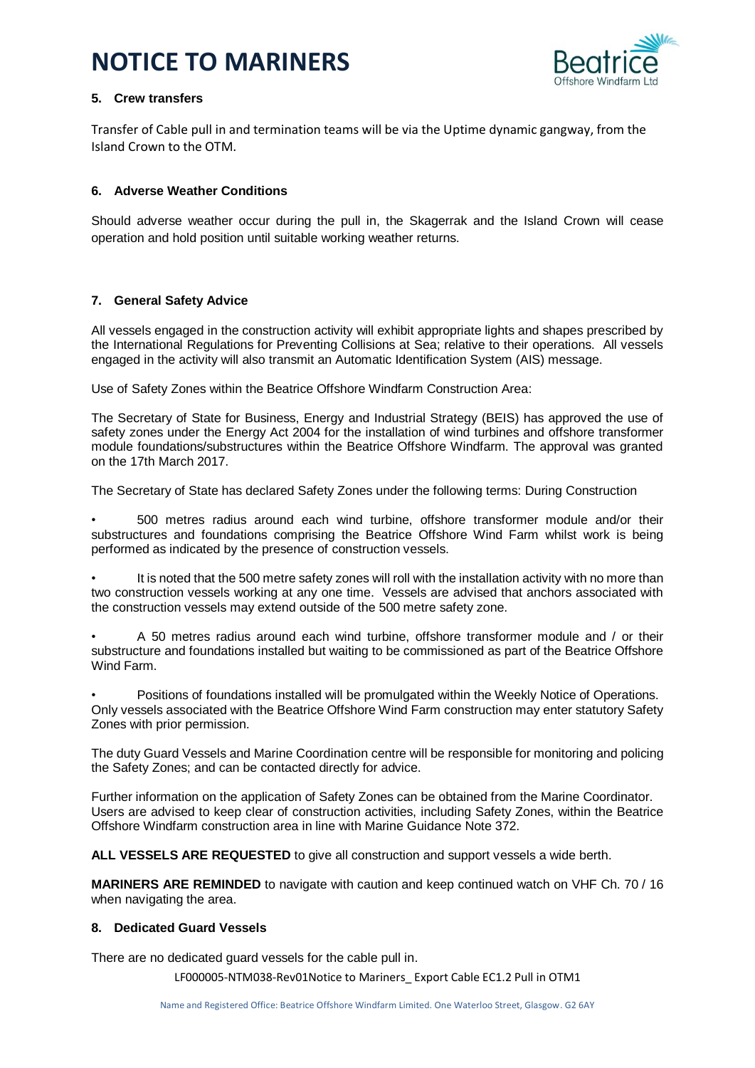# NOTICE TO MARINERS

### 5. Crew transfers

Transfer of Cable pull in and termination teams will be via the Uptime dynamic gangway, from the Island Crown to the OTM.

### 6. Adverse Weather Conditions

Should adverse weather occur during the pull in, the Skagerrak and the Island Crown will cease operation and hold position until suitable working weather returns.

### 7. General Safety Advice

All vessels engaged in the construction activity will exhibit appropriate lights and shapes prescribed by the International Regulations for Preventing Collisions at Sea; relative to their operations. All vessels engaged in the activity will also transmit an Automatic Identification System (AIS) message.

Use of Safety Zones within the Beatrice Offshore Windfarm Construction Area:

The Secretary of State for Business, Energy and Industrial Strategy (BEIS) has approved the use of safety zones under the Energy Act 2004 for the installation of wind turbines and offshore transformer module foundations/substructures within the Beatrice Offshore Windfarm. The approval was granted on the 17th March 2017.

The Secretary of State has declared Safety Zones under the following terms: During Construction

- 500 metres radius around each wind turbine, offshore transformer module and/or their substructures and foundations comprising the Beatrice Offshore Wind Farm whilst work is being performed as indicated by the presence of construction vessels.
- It is noted that the 500 metre safety zones will roll with the installation activity with no more than two construction vessels working at any one time. Vessels are advised that anchors associated with the construction vessels may extend outside of the 500 metre safety zone.
- A 50 metres radius around each wind turbine, offshore transformer module and / or their substructure and foundations installed but waiting to be commissioned as part of the Beatrice Offshore Wind Farm.
- Positions of foundations installed will be promulgated within the Weekly Notice of Operations. Only vessels associated with the Beatrice Offshore Wind Farm construction may enter statutory Safety Zones with prior permission.

The duty Guard Vessels and Marine Coordination centre will be responsible for monitoring and policing the Safety Zones; and can be contacted directly for advice.

Further information on the application of Safety Zones can be obtained from the Marine Coordinator. Users are advised to keep clear of construction activities, including Safety Zones, within the Beatrice Offshore Windfarm construction area in line with Marine Guidance Note 372.

**ALL VESSELS ARE REQUESTED** to give all construction and support vessels a wide berth.

**MARINERS ARE REMINDED** to navigate with caution and keep continued watch on VHF Ch. 70 / 16 when navigating the area.

### 8. Dedicated Guard Vessels

There are no dedicated guard vessels for the cable pull in.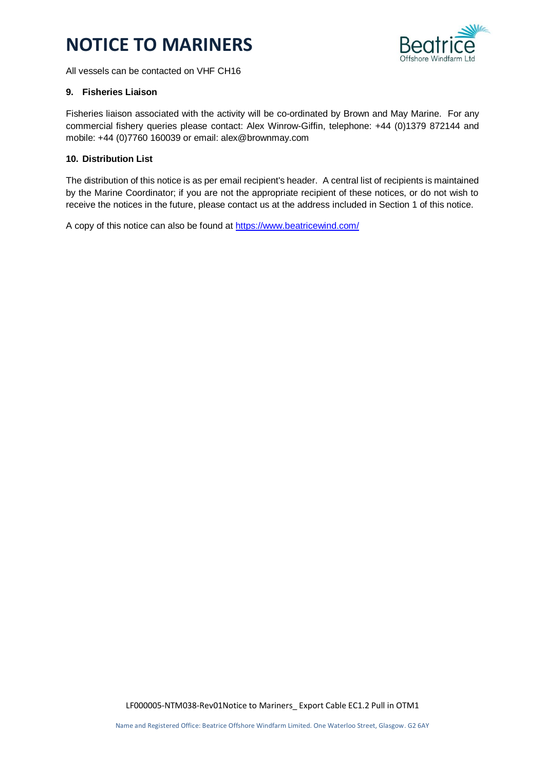All vessels can be contacted on VHF CH16

### 9. Fisheries Liaison

Fisheries liaison associated with the activity will be co-ordinated by Brown and May Marine. For any commercial fishery queries please contact: Alex Winrow-Giffin, telephone: +44 (0)1379 872144 and mobile: +44 (0)7760 160039 or email: alex@brownmay.com

### 10. Distribution List

The distribution of this notice is as per email recipient's header. A central list of recipients is maintained by the Marine Coordinator; if you are not the appropriate recipient of these notices, or do not wish to receive the notices in the future, please contact us at the address included in Section 1 of this notice.

A copy of this notice can also be found at [https://www.beatricewind.com/](https://www.beatricewind.com/)